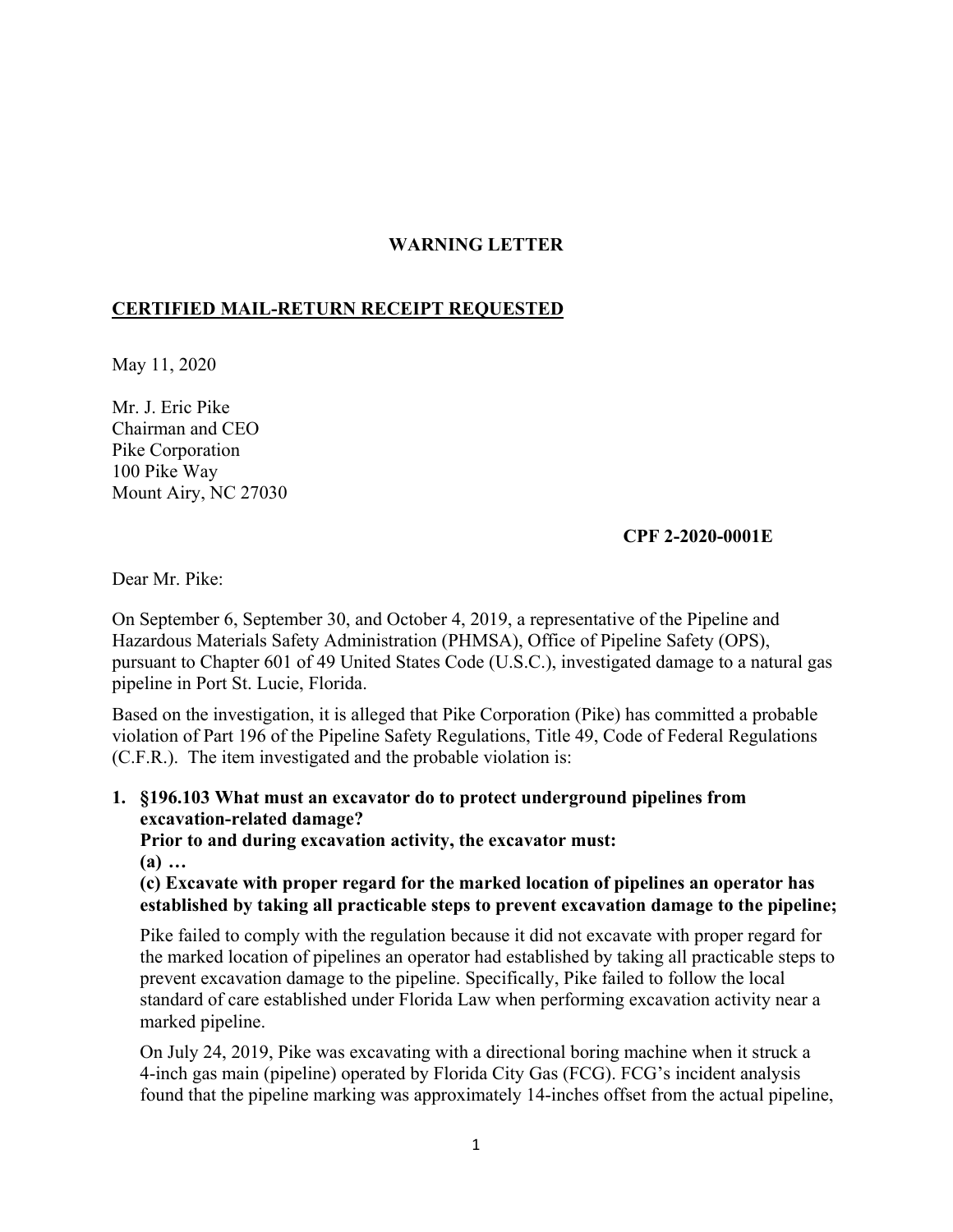**WARNING LETTER**

**CERTIFIED MAIL-RETURN RECEIPT REQUESTED**

May 11, 2020

Mr. J. Eric Pike
Chairman and CEO
Pike Corporation
100 Pike Way
Mount Airy, NC 27030

**CPF 2-2020-0001E**

Dear Mr. Pike:

On September 6, September 30, and October 4, 2019, a representative of the Pipeline and Hazardous Materials Safety Administration (PHMSA), Office of Pipeline Safety (OPS), pursuant to Chapter 601 of 49 United States Code (U.S.C.), investigated damage to a natural gas pipeline in Port St. Lucie, Florida.

Based on the investigation, it is alleged that Pike Corporation (Pike) has committed a probable violation of Part 196 of the Pipeline Safety Regulations, Title 49, Code of Federal Regulations (C.F.R.). The item investigated and the probable violation is:

1. **§196.103 What must an excavator do to protect underground pipelines from excavation-related damage?**
   **Prior to and during excavation activity, the excavator must:**
   **(a) …**
   **(c) Excavate with proper regard for the marked location of pipelines an operator has established by taking all practicable steps to prevent excavation damage to the pipeline;**

   Pike failed to comply with the regulation because it did not excavate with proper regard for the marked location of pipelines an operator had established by taking all practicable steps to prevent excavation damage to the pipeline. Specifically, Pike failed to follow the local standard of care established under Florida Law when performing excavation activity near a marked pipeline.

   On July 24, 2019, Pike was excavating with a directional boring machine when it struck a 4-inch gas main (pipeline) operated by Florida City Gas (FCG). FCG's incident analysis found that the pipeline marking was approximately 14-inches offset from the actual pipeline,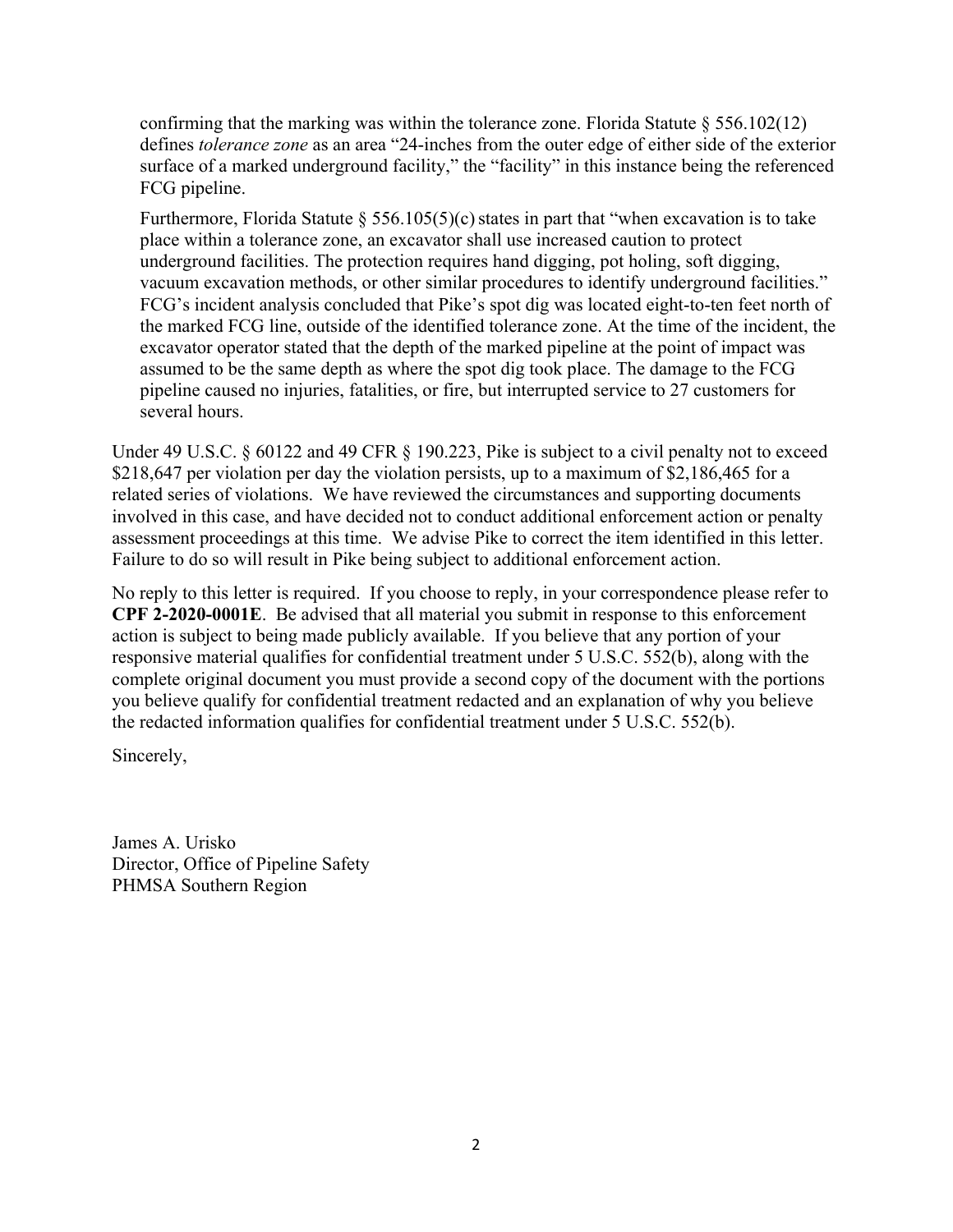confirming that the marking was within the tolerance zone. Florida Statute § 556.102(12) defines *tolerance zone* as an area "24-inches from the outer edge of either side of the exterior surface of a marked underground facility," the "facility" in this instance being the referenced FCG pipeline.

Furthermore, Florida Statute § 556.105(5)(c) states in part that "when excavation is to take place within a tolerance zone, an excavator shall use increased caution to protect underground facilities. The protection requires hand digging, pot holing, soft digging, vacuum excavation methods, or other similar procedures to identify underground facilities." FCG's incident analysis concluded that Pike's spot dig was located eight-to-ten feet north of the marked FCG line, outside of the identified tolerance zone. At the time of the incident, the excavator operator stated that the depth of the marked pipeline at the point of impact was assumed to be the same depth as where the spot dig took place. The damage to the FCG pipeline caused no injuries, fatalities, or fire, but interrupted service to 27 customers for several hours.

Under 49 U.S.C. § 60122 and 49 CFR § 190.223, Pike is subject to a civil penalty not to exceed $218,647 per violation per day the violation persists, up to a maximum of $2,186,465 for a related series of violations. We have reviewed the circumstances and supporting documents involved in this case, and have decided not to conduct additional enforcement action or penalty assessment proceedings at this time. We advise Pike to correct the item identified in this letter. Failure to do so will result in Pike being subject to additional enforcement action.

No reply to this letter is required. If you choose to reply, in your correspondence please refer to **CPF 2-2020-0001E**. Be advised that all material you submit in response to this enforcement action is subject to being made publicly available. If you believe that any portion of your responsive material qualifies for confidential treatment under 5 U.S.C. 552(b), along with the complete original document you must provide a second copy of the document with the portions you believe qualify for confidential treatment redacted and an explanation of why you believe the redacted information qualifies for confidential treatment under 5 U.S.C. 552(b).

Sincerely,

James A. Urisko
Director, Office of Pipeline Safety
PHMSA Southern Region